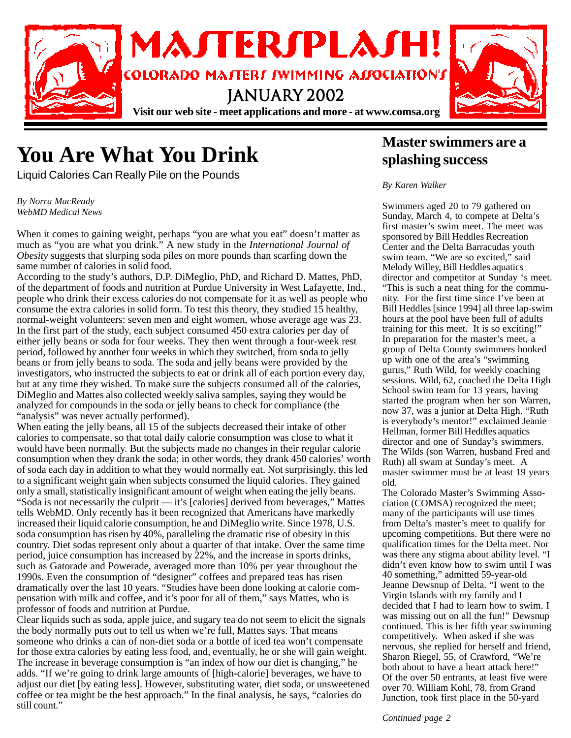# MASTERSPLASH!

COLORADO MASTERS SWIMMING ASSOCIATION'S

JANUARY 2002

**Visit our web site - meet applications and more - at www.comsa.org**

# You Are What You Drink

Liquid Calories Can Really Pile on the Pounds

*By Norra MacReady*
*WebMD Medical News*

When it comes to gaining weight, perhaps "you are what you eat" doesn't matter as much as "you are what you drink." A new study in the *International Journal of Obesity* suggests that slurping soda piles on more pounds than scarfing down the same number of calories in solid food.

According to the study's authors, D.P. DiMeglio, PhD, and Richard D. Mattes, PhD, of the department of foods and nutrition at Purdue University in West Lafayette, Ind., people who drink their excess calories do not compensate for it as well as people who consume the extra calories in solid form. To test this theory, they studied 15 healthy, normal-weight volunteers: seven men and eight women, whose average age was 23. In the first part of the study, each subject consumed 450 extra calories per day of either jelly beans or soda for four weeks. They then went through a four-week rest period, followed by another four weeks in which they switched, from soda to jelly beans or from jelly beans to soda. The soda and jelly beans were provided by the investigators, who instructed the subjects to eat or drink all of each portion every day, but at any time they wished. To make sure the subjects consumed all of the calories, DiMeglio and Mattes also collected weekly saliva samples, saying they would be analyzed for compounds in the soda or jelly beans to check for compliance (the "analysis" was never actually performed).

When eating the jelly beans, all 15 of the subjects decreased their intake of other calories to compensate, so that total daily calorie consumption was close to what it would have been normally. But the subjects made no changes in their regular calorie consumption when they drank the soda; in other words, they drank 450 calories' worth of soda each day in addition to what they would normally eat. Not surprisingly, this led to a significant weight gain when subjects consumed the liquid calories. They gained only a small, statistically insignificant amount of weight when eating the jelly beans.

"Soda is not necessarily the culprit — it's [calories] derived from beverages," Mattes tells WebMD. Only recently has it been recognized that Americans have markedly increased their liquid calorie consumption, he and DiMeglio write. Since 1978, U.S. soda consumption has risen by 40%, paralleling the dramatic rise of obesity in this country. Diet sodas represent only about a quarter of that intake. Over the same time period, juice consumption has increased by 22%, and the increase in sports drinks, such as Gatorade and Powerade, averaged more than 10% per year throughout the 1990s. Even the consumption of "designer" coffees and prepared teas has risen dramatically over the last 10 years. "Studies have been done looking at calorie compensation with milk and coffee, and it's poor for all of them," says Mattes, who is professor of foods and nutrition at Purdue.

Clear liquids such as soda, apple juice, and sugary tea do not seem to elicit the signals the body normally puts out to tell us when we're full, Mattes says. That means someone who drinks a can of non-diet soda or a bottle of iced tea won't compensate for those extra calories by eating less food, and, eventually, he or she will gain weight. The increase in beverage consumption is "an index of how our diet is changing," he adds. "If we're going to drink large amounts of [high-calorie] beverages, we have to adjust our diet [by eating less]. However, substituting water, diet soda, or unsweetened coffee or tea might be the best approach." In the final analysis, he says, "calories do still count."

## Master swimmers are a splashing success

*By Karen Walker*

Swimmers aged 20 to 79 gathered on Sunday, March 4, to compete at Delta's first master's swim meet. The meet was sponsored by Bill Heddles Recreation Center and the Delta Barracudas youth swim team. "We are so excited," said Melody Willey, Bill Heddles aquatics director and competitor at Sunday 's meet. "This is such a neat thing for the community. For the first time since I've been at Bill Heddles [since 1994] all three lap-swim hours at the pool have been full of adults training for this meet. It is so exciting!"

In preparation for the master's meet, a group of Delta County swimmers hooked up with one of the area's "swimming gurus," Ruth Wild, for weekly coaching sessions. Wild, 62, coached the Delta High School swim team for 13 years, having started the program when her son Warren, now 37, was a junior at Delta High. "Ruth is everybody's mentor!" exclaimed Jeanie Hellman, former Bill Heddles aquatics director and one of Sunday's swimmers. The Wilds (son Warren, husband Fred and Ruth) all swam at Sunday's meet. A master swimmer must be at least 19 years old.

The Colorado Master's Swimming Association (COMSA) recognized the meet; many of the participants will use times from Delta's master's meet to qualify for upcoming competitions. But there were no qualification times for the Delta meet. Nor was there any stigma about ability level. "I didn't even know how to swim until I was 40 something," admitted 59-year-old Jeanne Dewsnup of Delta. "I went to the Virgin Islands with my family and I decided that I had to learn how to swim. I was missing out on all the fun!" Dewsnup continued. This is her fifth year swimming competitively. When asked if she was nervous, she replied for herself and friend, Sharon Riegel, 55, of Crawford, "We're both about to have a heart attack here!"

Of the over 50 entrants, at least five were over 70. William Kohl, 78, from Grand Junction, took first place in the 50-yard

*Continued page 2*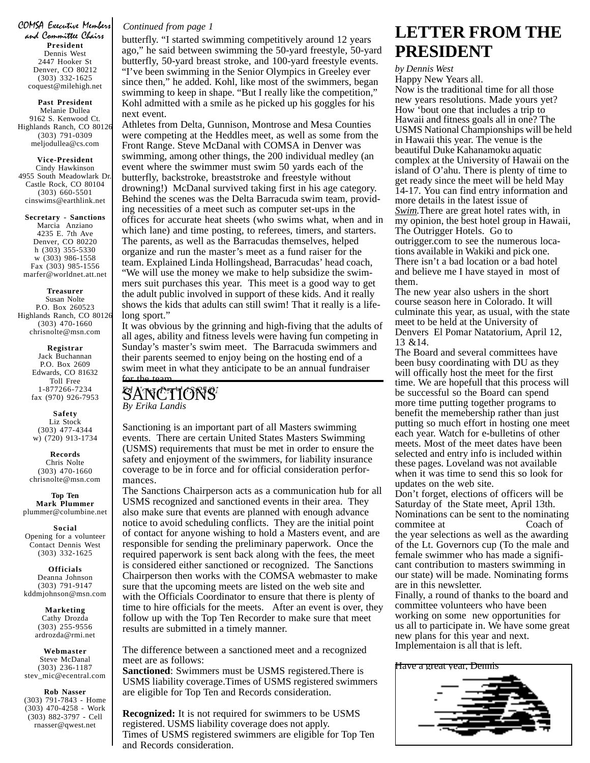## COMSA Executive Members and Committee Chairs

**President**
Dennis West
2447 Hooker St
Denver, CO 80212
(303) 332-1625
coquest@milehigh.net

**Past President**
Melanie Dullea
9162 S. Kenwood Ct.
Highlands Ranch, CO 80126
(303) 791-0309
meljodullea@cs.com

**Vice-President**
Cindy Hawkinson
4955 South Meadowlark Dr.
Castle Rock, CO 80104
(303) 660-5501
cinswims@earthlink.net

**Secretary - Sanctions**
Marcia Anziano
4235 E. 7th Ave
Denver, CO 80220
h (303) 355-5330
w (303) 986-1558
Fax (303) 985-1556
marfer@worldnet.att.net

**Treasurer**
Susan Nolte
P.O. Box 260523
Highlands Ranch, CO 80126
(303) 470-1660
chrisnolte@msn.com

**Registrar**
Jack Buchannan
P.O. Box 2609
Edwards, CO 81632
Toll Free
1-877266-7234
fax (970) 926-7953

**Safety**
Liz Stock
(303) 477-4344
w) (720) 913-1734

**Records**
Chris Nolte
(303) 470-1660
chrisnolte@msn.com

**Top Ten**
**Mark Plummer**
plummer@columbine.net

**Social**
Opening for a volunteer
Contact Dennis West
(303) 332-1625

**Officials**
Deanna Johnson
(303) 791-9147
kddmjohnson@msn.com

**Marketing**
Cathy Drozda
(303) 255-9556
ardrozda@rmi.net

**Webmaster**
Steve McDanal
(303) 236-1187
stev_mic@ecentral.com

**Rob Nasser**
(303) 791-7843 - Home
(303) 470-4258 - Work
(303) 882-3797 - Cell
rnasser@qwest.net

*Continued from page 1*

butterfly. "I started swimming competitively around 12 years ago," he said between swimming the 50-yard freestyle, 50-yard butterfly, 50-yard breast stroke, and 100-yard freestyle events. "I've been swimming in the Senior Olympics in Greeley ever since then," he added. Kohl, like most of the swimmers, began swimming to keep in shape. "But I really like the competition," Kohl admitted with a smile as he picked up his goggles for his next event.

Athletes from Delta, Gunnison, Montrose and Mesa Counties were competing at the Heddles meet, as well as some from the Front Range. Steve McDanal with COMSA in Denver was swimming, among other things, the 200 individual medley (an event where the swimmer must swim 50 yards each of the butterfly, backstroke, breaststroke and freestyle without drowning!) McDanal survived taking first in his age category. Behind the scenes was the Delta Barracuda swim team, providing necessities of a meet such as computer set-ups in the offices for accurate heat sheets (who swims what, when and in which lane) and time posting, to referees, timers, and starters. The parents, as well as the Barracudas themselves, helped organize and run the master's meet as a fund raiser for the team. Explained Linda Hollingshead, Barracudas' head coach, "We will use the money we make to help subsidize the swimmers suit purchases this year. This meet is a good way to get the adult public involved in support of these kids. And it really shows the kids that adults can still swim! That it really is a life-long sport."

It was obvious by the grinning and high-fiving that the adults of all ages, ability and fitness levels were having fun competing in Sunday's master's swim meet. The Barracuda swimmers and their parents seemed to enjoy being on the hosting end of a swim meet in what they anticipate to be an annual fundraiser for the team.

*Ed Note: Run 'd 12/05/01*

## SANCTIONS

*By Erika Landis*

Sanctioning is an important part of all Masters swimming events. There are certain United States Masters Swimming (USMS) requirements that must be met in order to ensure the safety and enjoyment of the swimmers, for liability insurance coverage to be in force and for official consideration performances.

The Sanctions Chairperson acts as a communication hub for all USMS recognized and sanctioned events in their area. They also make sure that events are planned with enough advance notice to avoid scheduling conflicts. They are the initial point of contact for anyone wishing to hold a Masters event, and are responsible for sending the preliminary paperwork. Once the required paperwork is sent back along with the fees, the meet is considered either sanctioned or recognized. The Sanctions Chairperson then works with the COMSA webmaster to make sure that the upcoming meets are listed on the web site and with the Officials Coordinator to ensure that there is plenty of time to hire officials for the meets. After an event is over, they follow up with the Top Ten Recorder to make sure that meet results are submitted in a timely manner.

The difference between a sanctioned meet and a recognized meet are as follows:

**Sanctioned**: Swimmers must be USMS registered.There is USMS liability coverage.Times of USMS registered swimmers are eligible for Top Ten and Records consideration.

**Recognized:** It is not required for swimmers to be USMS registered. USMS liability coverage does not apply.
Times of USMS registered swimmers are eligible for Top Ten and Records consideration.

# LETTER FROM THE PRESIDENT

*by Dennis West*

Happy New Years all.

Now is the traditional time for all those new years resolutions. Made yours yet? How 'bout one that includes a trip to Hawaii and fitness goals all in one? The USMS National Championships will be held in Hawaii this year. The venue is the beautiful Duke Kahanamoku aquatic complex at the University of Hawaii on the island of O'ahu. There is plenty of time to get ready since the meet will be held May 14-17. You can find entry information and more details in the latest issue of Swim.There are great hotel rates with, in my opinion, the best hotel group in Hawaii, The Outrigger Hotels. Go to outrigger.com to see the numerous locations available in Wakiki and pick one. There isn't a bad location or a bad hotel and believe me I have stayed in most of them.

The new year also ushers in the short course season here in Colorado. It will culminate this year, as usual, with the state meet to be held at the University of Denvers El Pomar Natatorium, April 12, 13 &14.

The Board and several committees have been busy coordinating with DU as they will offically host the meet for the first time. We are hopefull that this process will be successful so the Board can spend more time putting together programs to benefit the memebership rather than just putting so much effort in hosting one meet each year. Watch for e-bulletins of other meets. Most of the meet dates have been selected and entry info is included within these pages. Loveland was not available when it was time to send this so look for updates on the web site.

Don't forget, elections of officers will be Saturday of the State meet, April 13th. Nominations can be sent to the nominating commitee at Coach of the year selections as well as the awarding of the Lt. Governors cup (To the male and female swimmer who has made a significant contribution to masters swimming in our state) will be made. Nominating forms are in this newsletter.

Finally, a round of thanks to the board and committee volunteers who have been working on some new opportunities for us all to participate in. We have some great new plans for this year and next. Implementaion is all that is left.

Have a great year, Dennis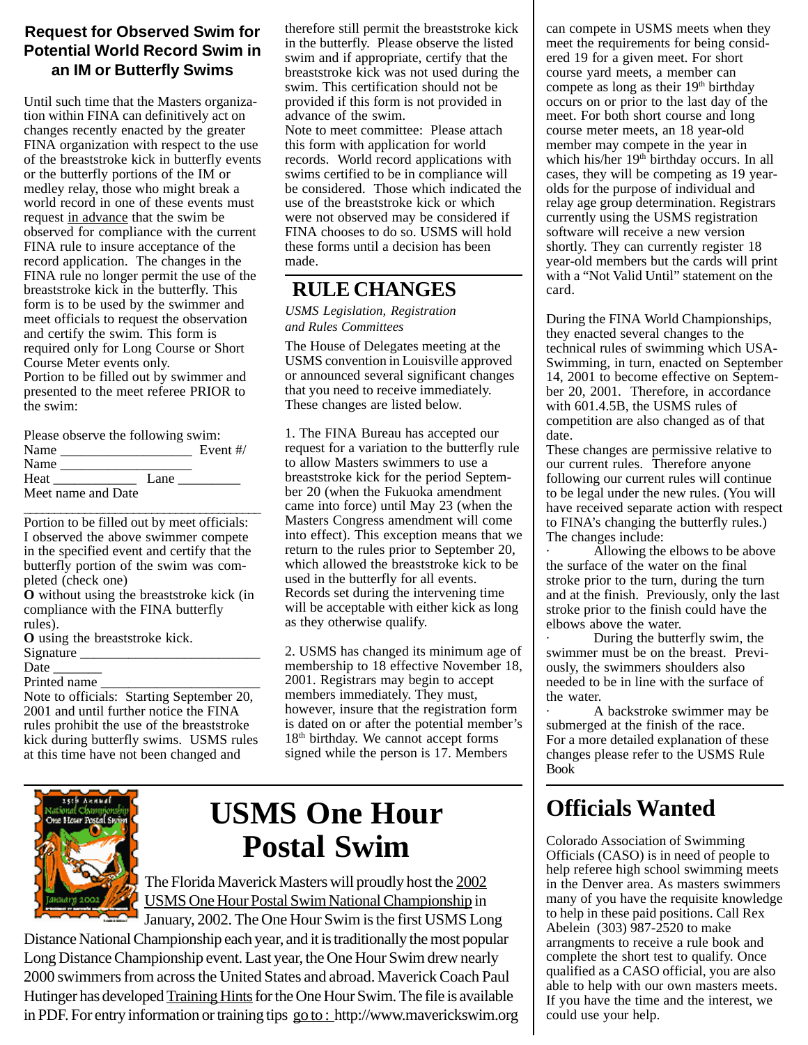## Request for Observed Swim for Potential World Record Swim in an IM or Butterfly Swims

Until such time that the Masters organization within FINA can definitively act on changes recently enacted by the greater FINA organization with respect to the use of the breaststroke kick in butterfly events or the butterfly portions of the IM or medley relay, those who might break a world record in one of these events must request in advance that the swim be observed for compliance with the current FINA rule to insure acceptance of the record application. The changes in the FINA rule no longer permit the use of the breaststroke kick in the butterfly. This form is to be used by the swimmer and meet officials to request the observation and certify the swim. This form is required only for Long Course or Short Course Meter events only.

Portion to be filled out by swimmer and presented to the meet referee PRIOR to the swim:

Please observe the following swim:
Name ___________________ Event #/
Name ___________________
Heat ____________ Lane _________
Meet name and Date

___________________________________

Portion to be filled out by meet officials:
I observed the above swimmer compete in the specified event and certify that the butterfly portion of the swim was completed (check one)

**O** without using the breaststroke kick (in compliance with the FINA butterfly rules).
**O** using the breaststroke kick.

Signature __________________________
Date _______
Printed name ______________________

Note to officials: Starting September 20, 2001 and until further notice the FINA rules prohibit the use of the breaststroke kick during butterfly swims. USMS rules at this time have not been changed and therefore still permit the breaststroke kick in the butterfly. Please observe the listed swim and if appropriate, certify that the breaststroke kick was not used during the swim. This certification should not be provided if this form is not provided in advance of the swim.

Note to meet committee: Please attach this form with application for world records. World record applications with swims certified to be in compliance will be considered. Those which indicated the use of the breaststroke kick or which were not observed may be considered if FINA chooses to do so. USMS will hold these forms until a decision has been made.

## RULE CHANGES

*USMS Legislation, Registration and Rules Committees*

The House of Delegates meeting at the USMS convention in Louisville approved or announced several significant changes that you need to receive immediately. These changes are listed below.

1. The FINA Bureau has accepted our request for a variation to the butterfly rule to allow Masters swimmers to use a breaststroke kick for the period September 20 (when the Fukuoka amendment came into force) until May 23 (when the Masters Congress amendment will come into effect). This exception means that we return to the rules prior to September 20, which allowed the breaststroke kick to be used in the butterfly for all events. Records set during the intervening time will be acceptable with either kick as long as they otherwise qualify.

2. USMS has changed its minimum age of membership to 18 effective November 18, 2001. Registrars may begin to accept members immediately. They must, however, insure that the registration form is dated on or after the potential member's 18th birthday. We cannot accept forms signed while the person is 17. Members can compete in USMS meets when they meet the requirements for being considered 19 for a given meet. For short course yard meets, a member can compete as long as their 19th birthday occurs on or prior to the last day of the meet. For both short course and long course meter meets, an 18 year-old member may compete in the year in which his/her 19th birthday occurs. In all cases, they will be competing as 19 year-olds for the purpose of individual and relay age group determination. Registrars currently using the USMS registration software will receive a new version shortly. They can currently register 18 year-old members but the cards will print with a "Not Valid Until" statement on the card.

During the FINA World Championships, they enacted several changes to the technical rules of swimming which USA-Swimming, in turn, enacted on September 14, 2001 to become effective on September 20, 2001. Therefore, in accordance with 601.4.5B, the USMS rules of competition are also changed as of that date.

These changes are permissive relative to our current rules. Therefore anyone following our current rules will continue to be legal under the new rules. (You will have received separate action with respect to FINA's changing the butterfly rules.)

The changes include:

- Allowing the elbows to be above the surface of the water on the final stroke prior to the turn, during the turn and at the finish. Previously, only the last stroke prior to the finish could have the elbows above the water.
- During the butterfly swim, the swimmer must be on the breast. Previously, the swimmers shoulders also needed to be in line with the surface of the water.
- A backstroke swimmer may be submerged at the finish of the race.

For a more detailed explanation of these changes please refer to the USMS Rule Book

# USMS One Hour Postal Swim

The Florida Maverick Masters will proudly host the 2002 USMS One Hour Postal Swim National Championship in January, 2002. The One Hour Swim is the first USMS Long Distance National Championship each year, and it is traditionally the most popular Long Distance Championship event. Last year, the One Hour Swim drew nearly 2000 swimmers from across the United States and abroad. Maverick Coach Paul Hutinger has developed Training Hints for the One Hour Swim. The file is available in PDF. For entry information or training tips go to : http://www.maverickswim.org

## Officials Wanted

Colorado Association of Swimming Officials (CASO) is in need of people to help referee high school swimming meets in the Denver area. As masters swimmers many of you have the requisite knowledge to help in these paid positions. Call Rex Abelein (303) 987-2520 to make arrangements to receive a rule book and complete the short test to qualify. Once qualified as a CASO official, you are also able to help with our own masters meets. If you have the time and the interest, we could use your help.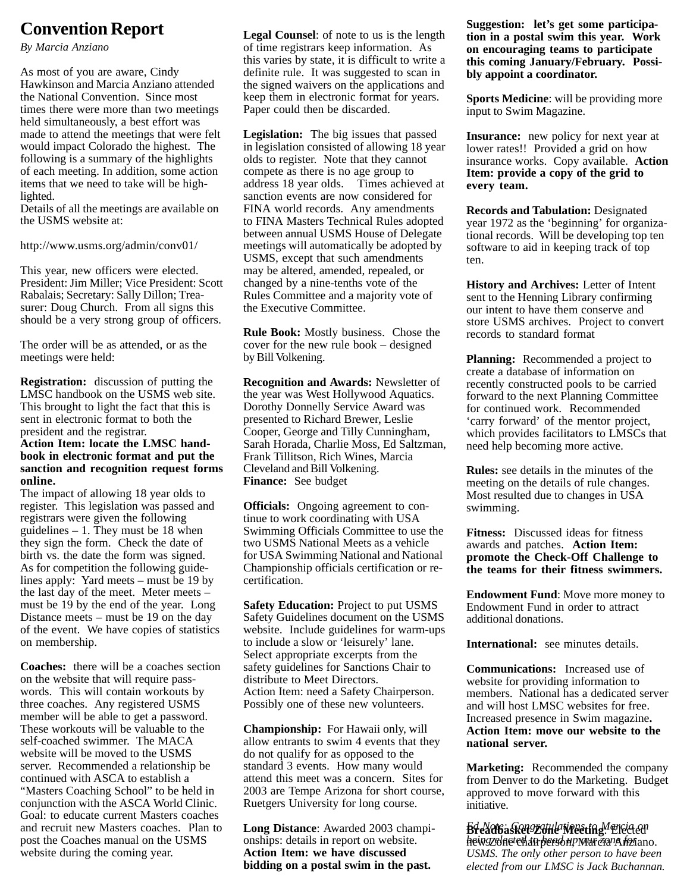# Convention Report

*By Marcia Anziano*

As most of you are aware, Cindy Hawkinson and Marcia Anziano attended the National Convention. Since most times there were more than two meetings held simultaneously, a best effort was made to attend the meetings that were felt would impact Colorado the highest. The following is a summary of the highlights of each meeting. In addition, some action items that we need to take will be highlighted.

Details of all the meetings are available on the USMS website at:

http://www.usms.org/admin/conv01/

This year, new officers were elected. President: Jim Miller; Vice President: Scott Rabalais; Secretary: Sally Dillon; Treasurer: Doug Church. From all signs this should be a very strong group of officers.

The order will be as attended, or as the meetings were held:

**Registration:** discussion of putting the LMSC handbook on the USMS web site. This brought to light the fact that this is sent in electronic format to both the president and the registrar.
**Action Item: locate the LMSC handbook in electronic format and put the sanction and recognition request forms online.**
The impact of allowing 18 year olds to register. This legislation was passed and registrars were given the following guidelines – 1. They must be 18 when they sign the form. Check the date of birth vs. the date the form was signed. As for competition the following guidelines apply: Yard meets – must be 19 by the last day of the meet. Meter meets – must be 19 by the end of the year. Long Distance meets – must be 19 on the day of the event. We have copies of statistics on membership.

**Coaches:** there will be a coaches section on the website that will require passwords. This will contain workouts by three coaches. Any registered USMS member will be able to get a password. These workouts will be valuable to the self-coached swimmer. The MACA website will be moved to the USMS server. Recommended a relationship be continued with ASCA to establish a "Masters Coaching School" to be held in conjunction with the ASCA World Clinic. Goal: to educate current Masters coaches and recruit new Masters coaches. Plan to post the Coaches manual on the USMS website during the coming year.

**Legal Counsel**: of note to us is the length of time registrars keep information. As this varies by state, it is difficult to write a definite rule. It was suggested to scan in the signed waivers on the applications and keep them in electronic format for years. Paper could then be discarded.

**Legislation:** The big issues that passed in legislation consisted of allowing 18 year olds to register. Note that they cannot compete as there is no age group to address 18 year olds. Times achieved at sanction events are now considered for FINA world records. Any amendments to FINA Masters Technical Rules adopted between annual USMS House of Delegate meetings will automatically be adopted by USMS, except that such amendments may be altered, amended, repealed, or changed by a nine-tenths vote of the Rules Committee and a majority vote of the Executive Committee.

**Rule Book:** Mostly business. Chose the cover for the new rule book – designed by Bill Volkening.

**Recognition and Awards:** Newsletter of the year was West Hollywood Aquatics. Dorothy Donnelly Service Award was presented to Richard Brewer, Leslie Cooper, George and Tilly Cunningham, Sarah Horada, Charlie Moss, Ed Saltzman, Frank Tillitson, Rich Wines, Marcia Cleveland and Bill Volkening.
**Finance:** See budget

**Officials:** Ongoing agreement to continue to work coordinating with USA Swimming Officials Committee to use the two USMS National Meets as a vehicle for USA Swimming National and National Championship officials certification or re-certification.

**Safety Education:** Project to put USMS Safety Guidelines document on the USMS website. Include guidelines for warm-ups to include a slow or 'leisurely' lane. Select appropriate excerpts from the safety guidelines for Sanctions Chair to distribute to Meet Directors.
Action Item: need a Safety Chairperson. Possibly one of these new volunteers.

**Championship:** For Hawaii only, will allow entrants to swim 4 events that they do not qualify for as opposed to the standard 3 events. How many would attend this meet was a concern. Sites for 2003 are Tempe Arizona for short course, Ruetgers University for long course.

**Long Distance**: Awarded 2003 championships: details in report on website.
**Action Item: we have discussed bidding on a postal swim in the past. Suggestion: let's get some participation in a postal swim this year. Work on encouraging teams to participate this coming January/February. Possibly appoint a coordinator.**

**Sports Medicine**: will be providing more input to Swim Magazine.

**Insurance:** new policy for next year at lower rates!! Provided a grid on how insurance works. Copy available. **Action Item: provide a copy of the grid to every team.**

**Records and Tabulation:** Designated year 1972 as the 'beginning' for organizational records. Will be developing top ten software to aid in keeping track of top ten.

**History and Archives:** Letter of Intent sent to the Henning Library confirming our intent to have them conserve and store USMS archives. Project to convert records to standard format

**Planning:** Recommended a project to create a database of information on recently constructed pools to be carried forward to the next Planning Committee for continued work. Recommended 'carry forward' of the mentor project, which provides facilitators to LMSCs that need help becoming more active.

**Rules:** see details in the minutes of the meeting on the details of rule changes. Most resulted due to changes in USA swimming.

**Fitness:** Discussed ideas for fitness awards and patches. **Action Item: promote the Check-Off Challenge to the teams for their fitness swimmers.**

**Endowment Fund**: Move more money to Endowment Fund in order to attract additional donations.

**International:** see minutes details.

**Communications:** Increased use of website for providing information to members. National has a dedicated server and will host LMSC websites for free. Increased presence in Swim magazine. **Action Item: move our website to the national server.**

**Marketing:** Recommended the company from Denver to do the Marketing. Budget approved to move forward with this initiative.

**Breadbasket Zone Meeting**: Elected new Zone chairperson: Marcia Anziano.

*Ed Note: Congratulations to Marcia on being elected to head up our zone for USMS. The only other person to have been elected from our LMSC is Jack Buchannan.*